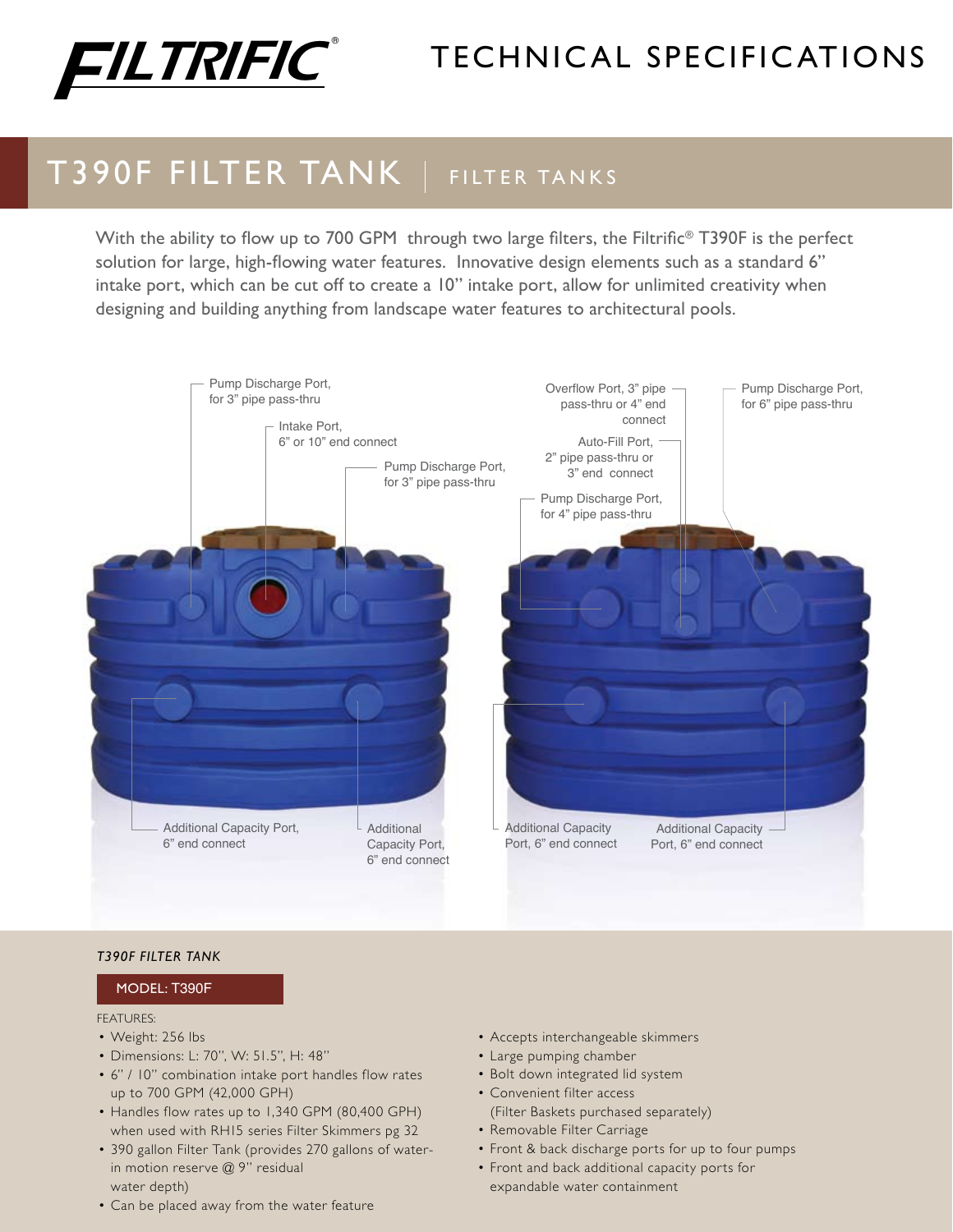# FILTRIFIC®

# TECHNICAL SPECIFICATIONS

## T390F FILTER TANK | FILTER TANKS

With the ability to flow up to 700 GPM through two large filters, the Filtrific® T390F is the perfect solution for large, high-flowing water features. Innovative design elements such as a standard 6" intake port, which can be cut off to create a 10" intake port, allow for unlimited creativity when designing and building anything from landscape water features to architectural pools.

Pump Discharge Port, for 3" pipe pass-thru

Intake Port, 6" or 10" end connect

Pump Discharge Port, for 3" pipe pass-thru

Overflow Port, 3" pipe pass-thru or 4" end connect

Auto-Fill Port, 2" pipe pass-thru or 3" end connect

Pump Discharge Port, for 4" pipe pass-thru

Pump Discharge Port, for 6" pipe pass-thru

Additional Capacity Port, 6" end connect

Additional Capacity Port, 6" end connect

Additional Capacity Port, 6" end connect

Additional Capacity Port, 6" end connect

*T390F FILTER TANK*

**MODEL: T390F**

FEATURES:

- Weight: 256 lbs
- Dimensions: L: 70", W: 51.5", H: 48"
- 6" / 10" combination intake port handles flow rates up to 700 GPM (42,000 GPH)
- Handles flow rates up to 1,340 GPM (80,400 GPH) when used with RH15 series Filter Skimmers pg 32
- 390 gallon Filter Tank (provides 270 gallons of water-in motion reserve @ 9" residual water depth)
- Can be placed away from the water feature
- Accepts interchangeable skimmers
- Large pumping chamber
- Bolt down integrated lid system
- Convenient filter access (Filter Baskets purchased separately)
- Removable Filter Carriage
- Front & back discharge ports for up to four pumps
- Front and back additional capacity ports for expandable water containment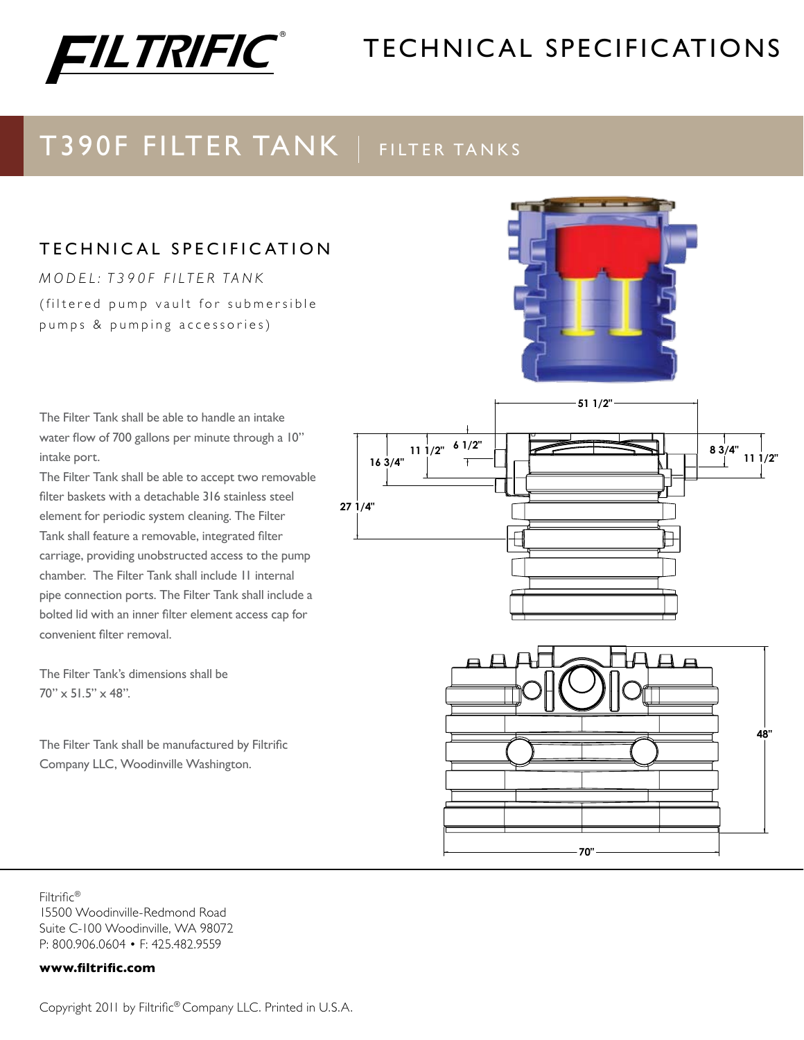# TECHNICAL SPECIFICATIONS

## T390F FILTER TANK | FILTER TANKS

### TECHNICAL SPECIFICATION

*MODEL: T390F FILTER TANK*

(filtered pump vault for submersible pumps & pumping accessories)

The Filter Tank shall be able to handle an intake water flow of 700 gallons per minute through a 10" intake port.

The Filter Tank shall be able to accept two removable filter baskets with a detachable 316 stainless steel element for periodic system cleaning. The Filter Tank shall feature a removable, integrated filter carriage, providing unobstructed access to the pump chamber. The Filter Tank shall include 11 internal pipe connection ports. The Filter Tank shall include a bolted lid with an inner filter element access cap for convenient filter removal.

The Filter Tank's dimensions shall be 70" x 51.5" x 48".

The Filter Tank shall be manufactured by Filtrific Company LLC, Woodinville Washington.

51 1/2"
11 1/2"
6 1/2"
16 3/4"
27 1/4"
8 3/4"
11 1/2"
48"
70"

Filtrific®
15500 Woodinville-Redmond Road
Suite C-100 Woodinville, WA 98072
P: 800.906.0604 • F: 425.482.9559

**www.filtrific.com**

Copyright 2011 by Filtrific® Company LLC. Printed in U.S.A.